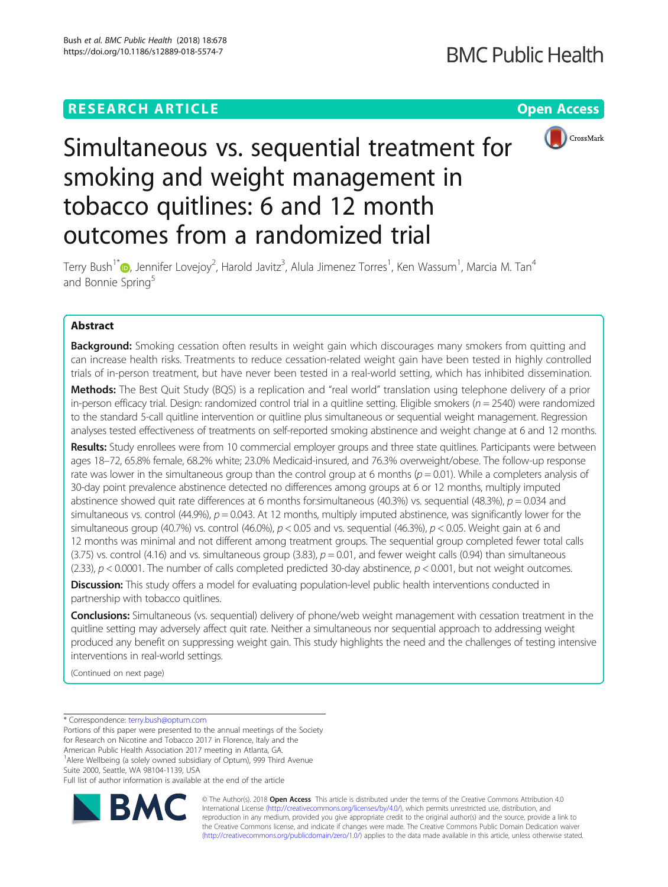RESEARCH ARTICLE

Open Access

# Simultaneous vs. sequential treatment for smoking and weight management in tobacco quitlines: 6 and 12 month outcomes from a randomized trial

Terry Bush[1*], Jennifer Lovejoy[2], Harold Javitz[3], Alula Jimenez Torres[1], Ken Wassum[1], Marcia M. Tan[4] and Bonnie Spring[5]

## Abstract

**Background:** Smoking cessation often results in weight gain which discourages many smokers from quitting and can increase health risks. Treatments to reduce cessation-related weight gain have been tested in highly controlled trials of in-person treatment, but have never been tested in a real-world setting, which has inhibited dissemination.

**Methods:** The Best Quit Study (BQS) is a replication and "real world" translation using telephone delivery of a prior in-person efficacy trial. Design: randomized control trial in a quitline setting. Eligible smokers ($n = 2540$) were randomized to the standard 5-call quitline intervention or quitline plus simultaneous or sequential weight management. Regression analyses tested effectiveness of treatments on self-reported smoking abstinence and weight change at 6 and 12 months.

**Results:** Study enrollees were from 10 commercial employer groups and three state quitlines. Participants were between ages 18–72, 65.8% female, 68.2% white; 23.0% Medicaid-insured, and 76.3% overweight/obese. The follow-up response rate was lower in the simultaneous group than the control group at 6 months ($p = 0.01$). While a completers analysis of 30-day point prevalence abstinence detected no differences among groups at 6 or 12 months, multiply imputed abstinence showed quit rate differences at 6 months for:simultaneous (40.3%) vs. sequential (48.3%), $p = 0.034$ and simultaneous vs. control (44.9%), $p = 0.043$. At 12 months, multiply imputed abstinence, was significantly lower for the simultaneous group (40.7%) vs. control (46.0%), $p < 0.05$ and vs. sequential (46.3%), $p < 0.05$. Weight gain at 6 and 12 months was minimal and not different among treatment groups. The sequential group completed fewer total calls (3.75) vs. control (4.16) and vs. simultaneous group (3.83), $p = 0.01$, and fewer weight calls (0.94) than simultaneous (2.33), $p < 0.0001$. The number of calls completed predicted 30-day abstinence, $p < 0.001$, but not weight outcomes.

**Discussion:** This study offers a model for evaluating population-level public health interventions conducted in partnership with tobacco quitlines.

**Conclusions:** Simultaneous (vs. sequential) delivery of phone/web weight management with cessation treatment in the quitline setting may adversely affect quit rate. Neither a simultaneous nor sequential approach to addressing weight produced any benefit on suppressing weight gain. This study highlights the need and the challenges of testing intensive interventions in real-world settings.

(Continued on next page)

---

* Correspondence: terry.bush@optum.com

Portions of this paper were presented to the annual meetings of the Society for Research on Nicotine and Tobacco 2017 in Florence, Italy and the American Public Health Association 2017 meeting in Atlanta, GA.

[1]Alere Wellbeing (a solely owned subsidiary of Optum), 999 Third Avenue Suite 2000, Seattle, WA 98104-1139, USA

Full list of author information is available at the end of the article

© The Author(s). 2018 **Open Access** This article is distributed under the terms of the Creative Commons Attribution 4.0 International License (http://creativecommons.org/licenses/by/4.0/), which permits unrestricted use, distribution, and reproduction in any medium, provided you give appropriate credit to the original author(s) and the source, provide a link to the Creative Commons license, and indicate if changes were made. The Creative Commons Public Domain Dedication waiver (http://creativecommons.org/publicdomain/zero/1.0/) applies to the data made available in this article, unless otherwise stated.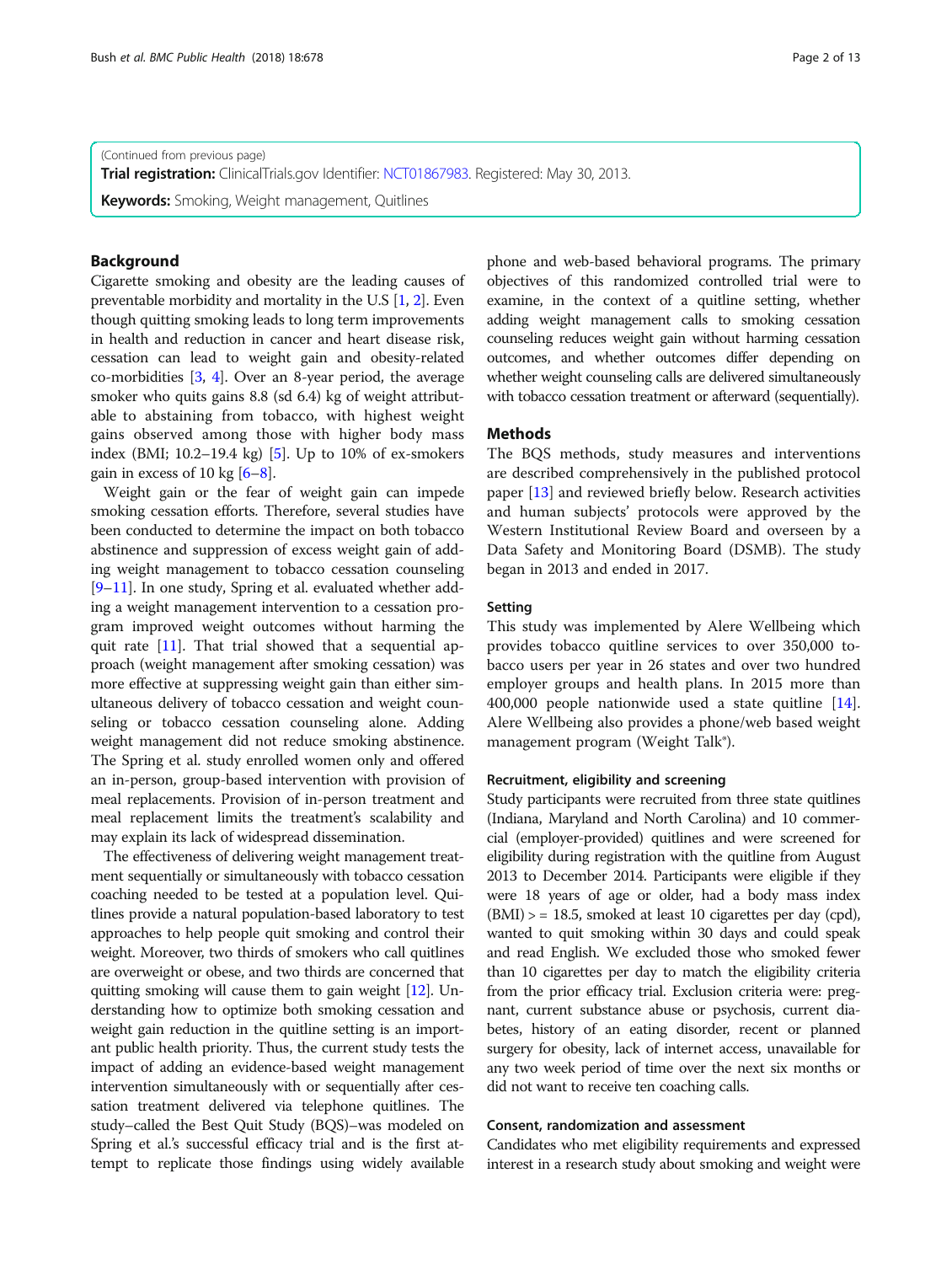(Continued from previous page)

**Trial registration:** ClinicalTrials.gov Identifier: NCT01867983. Registered: May 30, 2013.

**Keywords:** Smoking, Weight management, Quitlines

## Background

Cigarette smoking and obesity are the leading causes of preventable morbidity and mortality in the U.S [1, 2]. Even though quitting smoking leads to long term improvements in health and reduction in cancer and heart disease risk, cessation can lead to weight gain and obesity-related co-morbidities [3, 4]. Over an 8-year period, the average smoker who quits gains 8.8 (sd 6.4) kg of weight attributable to abstaining from tobacco, with highest weight gains observed among those with higher body mass index (BMI; 10.2–19.4 kg) [5]. Up to 10% of ex-smokers gain in excess of 10 kg [6–8].

Weight gain or the fear of weight gain can impede smoking cessation efforts. Therefore, several studies have been conducted to determine the impact on both tobacco abstinence and suppression of excess weight gain of adding weight management to tobacco cessation counseling [9–11]. In one study, Spring et al. evaluated whether adding a weight management intervention to a cessation program improved weight outcomes without harming the quit rate [11]. That trial showed that a sequential approach (weight management after smoking cessation) was more effective at suppressing weight gain than either simultaneous delivery of tobacco cessation and weight counseling or tobacco cessation counseling alone. Adding weight management did not reduce smoking abstinence. The Spring et al. study enrolled women only and offered an in-person, group-based intervention with provision of meal replacements. Provision of in-person treatment and meal replacement limits the treatment's scalability and may explain its lack of widespread dissemination.

The effectiveness of delivering weight management treatment sequentially or simultaneously with tobacco cessation coaching needed to be tested at a population level. Quitlines provide a natural population-based laboratory to test approaches to help people quit smoking and control their weight. Moreover, two thirds of smokers who call quitlines are overweight or obese, and two thirds are concerned that quitting smoking will cause them to gain weight [12]. Understanding how to optimize both smoking cessation and weight gain reduction in the quitline setting is an important public health priority. Thus, the current study tests the impact of adding an evidence-based weight management intervention simultaneously with or sequentially after cessation treatment delivered via telephone quitlines. The study–called the Best Quit Study (BQS)–was modeled on Spring et al.'s successful efficacy trial and is the first attempt to replicate those findings using widely available phone and web-based behavioral programs. The primary objectives of this randomized controlled trial were to examine, in the context of a quitline setting, whether adding weight management calls to smoking cessation counseling reduces weight gain without harming cessation outcomes, and whether outcomes differ depending on whether weight counseling calls are delivered simultaneously with tobacco cessation treatment or afterward (sequentially).

## Methods

The BQS methods, study measures and interventions are described comprehensively in the published protocol paper [13] and reviewed briefly below. Research activities and human subjects' protocols were approved by the Western Institutional Review Board and overseen by a Data Safety and Monitoring Board (DSMB). The study began in 2013 and ended in 2017.

### Setting

This study was implemented by Alere Wellbeing which provides tobacco quitline services to over 350,000 tobacco users per year in 26 states and over two hundred employer groups and health plans. In 2015 more than 400,000 people nationwide used a state quitline [14]. Alere Wellbeing also provides a phone/web based weight management program (Weight Talk®).

### Recruitment, eligibility and screening

Study participants were recruited from three state quitlines (Indiana, Maryland and North Carolina) and 10 commercial (employer-provided) quitlines and were screened for eligibility during registration with the quitline from August 2013 to December 2014. Participants were eligible if they were 18 years of age or older, had a body mass index (BMI) > = 18.5, smoked at least 10 cigarettes per day (cpd), wanted to quit smoking within 30 days and could speak and read English. We excluded those who smoked fewer than 10 cigarettes per day to match the eligibility criteria from the prior efficacy trial. Exclusion criteria were: pregnant, current substance abuse or psychosis, current diabetes, history of an eating disorder, recent or planned surgery for obesity, lack of internet access, unavailable for any two week period of time over the next six months or did not want to receive ten coaching calls.

### Consent, randomization and assessment

Candidates who met eligibility requirements and expressed interest in a research study about smoking and weight were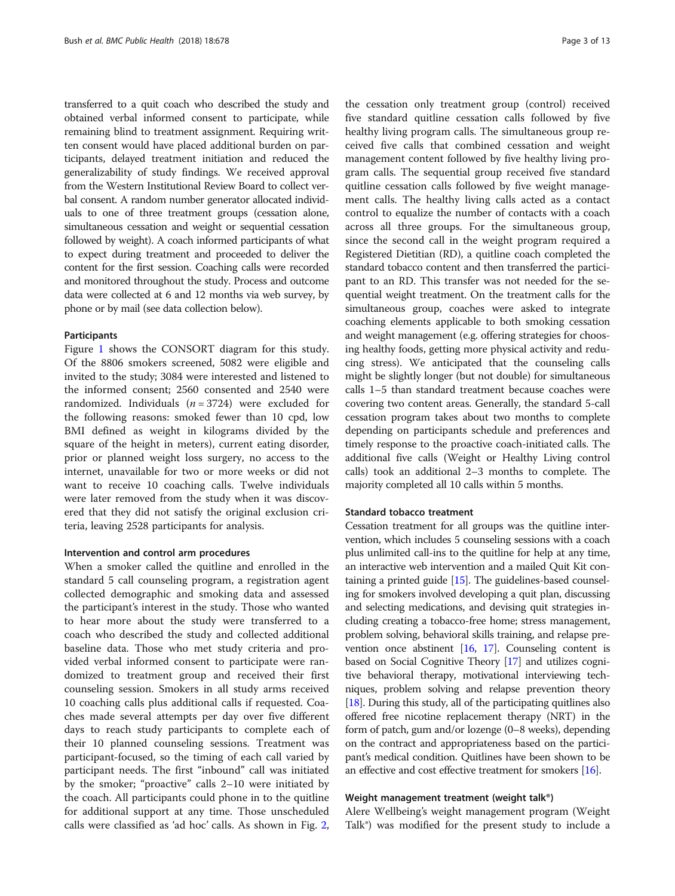transferred to a quit coach who described the study and obtained verbal informed consent to participate, while remaining blind to treatment assignment. Requiring written consent would have placed additional burden on participants, delayed treatment initiation and reduced the generalizability of study findings. We received approval from the Western Institutional Review Board to collect verbal consent. A random number generator allocated individuals to one of three treatment groups (cessation alone, simultaneous cessation and weight or sequential cessation followed by weight). A coach informed participants of what to expect during treatment and proceeded to deliver the content for the first session. Coaching calls were recorded and monitored throughout the study. Process and outcome data were collected at 6 and 12 months via web survey, by phone or by mail (see data collection below).

#### Participants

Figure 1 shows the CONSORT diagram for this study. Of the 8806 smokers screened, 5082 were eligible and invited to the study; 3084 were interested and listened to the informed consent; 2560 consented and 2540 were randomized. Individuals ($n = 3724$) were excluded for the following reasons: smoked fewer than 10 cpd, low BMI defined as weight in kilograms divided by the square of the height in meters), current eating disorder, prior or planned weight loss surgery, no access to the internet, unavailable for two or more weeks or did not want to receive 10 coaching calls. Twelve individuals were later removed from the study when it was discovered that they did not satisfy the original exclusion criteria, leaving 2528 participants for analysis.

#### Intervention and control arm procedures

When a smoker called the quitline and enrolled in the standard 5 call counseling program, a registration agent collected demographic and smoking data and assessed the participant's interest in the study. Those who wanted to hear more about the study were transferred to a coach who described the study and collected additional baseline data. Those who met study criteria and provided verbal informed consent to participate were randomized to treatment group and received their first counseling session. Smokers in all study arms received 10 coaching calls plus additional calls if requested. Coaches made several attempts per day over five different days to reach study participants to complete each of their 10 planned counseling sessions. Treatment was participant-focused, so the timing of each call varied by participant needs. The first "inbound" call was initiated by the smoker; "proactive" calls 2–10 were initiated by the coach. All participants could phone in to the quitline for additional support at any time. Those unscheduled calls were classified as 'ad hoc' calls. As shown in Fig. 2, the cessation only treatment group (control) received five standard quitline cessation calls followed by five healthy living program calls. The simultaneous group received five calls that combined cessation and weight management content followed by five healthy living program calls. The sequential group received five standard quitline cessation calls followed by five weight management calls. The healthy living calls acted as a contact control to equalize the number of contacts with a coach across all three groups. For the simultaneous group, since the second call in the weight program required a Registered Dietitian (RD), a quitline coach completed the standard tobacco content and then transferred the participant to an RD. This transfer was not needed for the sequential weight treatment. On the treatment calls for the simultaneous group, coaches were asked to integrate coaching elements applicable to both smoking cessation and weight management (e.g. offering strategies for choosing healthy foods, getting more physical activity and reducing stress). We anticipated that the counseling calls might be slightly longer (but not double) for simultaneous calls 1–5 than standard treatment because coaches were covering two content areas. Generally, the standard 5-call cessation program takes about two months to complete depending on participants schedule and preferences and timely response to the proactive coach-initiated calls. The additional five calls (Weight or Healthy Living control calls) took an additional 2–3 months to complete. The majority completed all 10 calls within 5 months.

#### Standard tobacco treatment

Cessation treatment for all groups was the quitline intervention, which includes 5 counseling sessions with a coach plus unlimited call-ins to the quitline for help at any time, an interactive web intervention and a mailed Quit Kit containing a printed guide [15]. The guidelines-based counseling for smokers involved developing a quit plan, discussing and selecting medications, and devising quit strategies including creating a tobacco-free home; stress management, problem solving, behavioral skills training, and relapse prevention once abstinent [16, 17]. Counseling content is based on Social Cognitive Theory [17] and utilizes cognitive behavioral therapy, motivational interviewing techniques, problem solving and relapse prevention theory [18]. During this study, all of the participating quitlines also offered free nicotine replacement therapy (NRT) in the form of patch, gum and/or lozenge (0–8 weeks), depending on the contract and appropriateness based on the participant's medical condition. Quitlines have been shown to be an effective and cost effective treatment for smokers [16].

#### Weight management treatment (weight talk®)

Alere Wellbeing's weight management program (Weight Talk®) was modified for the present study to include a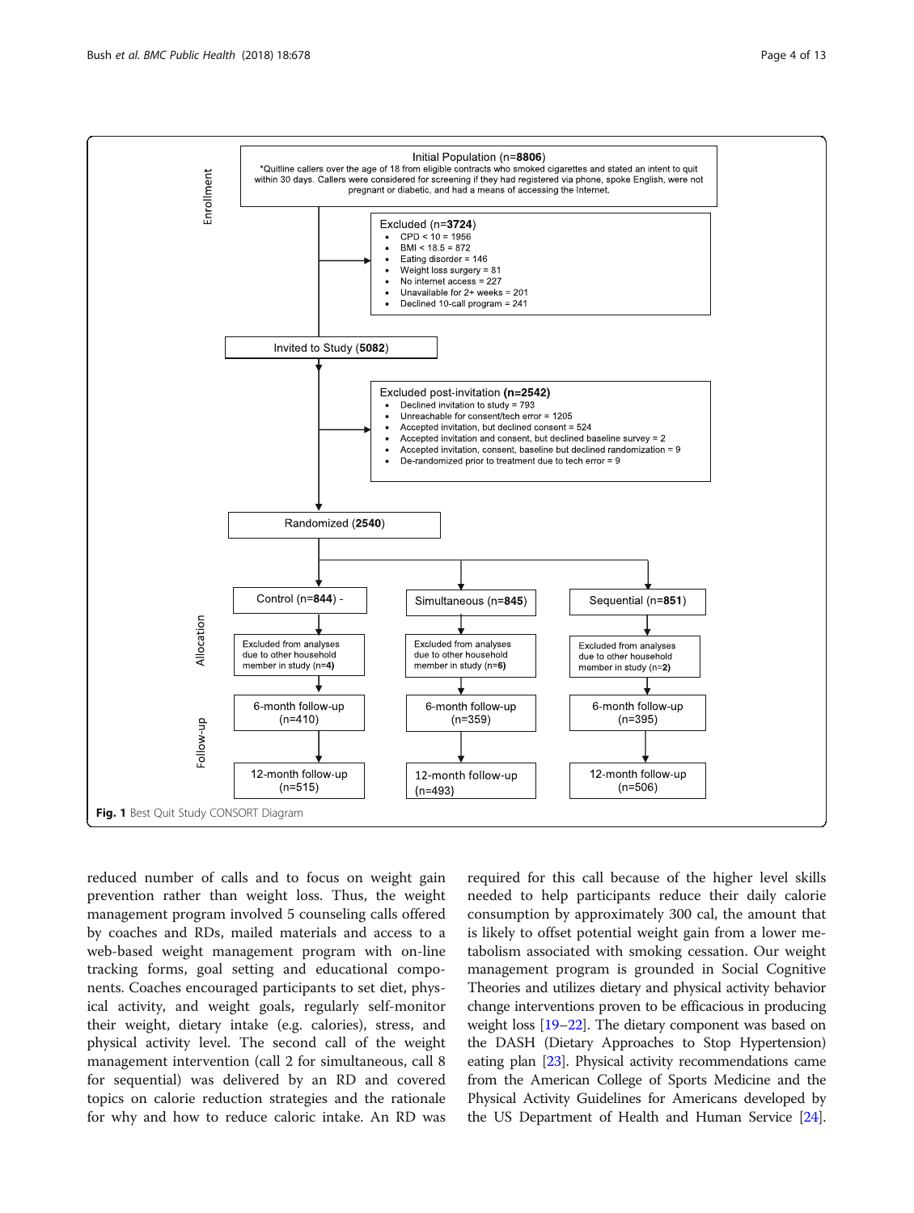Initial Population (n=**8806**)
*Quitline callers over the age of 18 from eligible contracts who smoked cigarettes and stated an intent to quit within 30 days. Callers were considered for screening if they had registered via phone, spoke English, were not pregnant or diabetic, and had a means of accessing the Internet.

Excluded (n=**3724**)
- CPD < 10 = 1956
- BMI < 18.5 = 872
- Eating disorder = 146
- Weight loss surgery = 81
- No internet access = 227
- Unavailable for 2+ weeks = 201
- Declined 10-call program = 241

Invited to Study (**5082**)

Excluded post-invitation **(n=2542)**
- Declined invitation to study = 793
- Unreachable for consent/tech error = 1205
- Accepted invitation, but declined consent = 524
- Accepted invitation and consent, but declined baseline survey = 2
- Accepted invitation, consent, baseline but declined randomization = 9
- De-randomized prior to treatment due to tech error = 9

Randomized (**2540**)

| | Control (n=**844**) - | Simultaneous (n=**845**) | Sequential (n=**851**) |
|---|---|---|---|
| Allocation | Excluded from analyses due to other household member in study (n=**4**) | Excluded from analyses due to other household member in study (n=**6**) | Excluded from analyses due to other household member in study (n=**2**) |
| Follow-up | 6-month follow-up (n=410) | 6-month follow-up (n=359) | 6-month follow-up (n=395) |
| | 12-month follow-up (n=515) | 12-month follow-up (n=493) | 12-month follow-up (n=506) |

**Fig. 1** Best Quit Study CONSORT Diagram

reduced number of calls and to focus on weight gain prevention rather than weight loss. Thus, the weight management program involved 5 counseling calls offered by coaches and RDs, mailed materials and access to a web-based weight management program with on-line tracking forms, goal setting and educational components. Coaches encouraged participants to set diet, physical activity, and weight goals, regularly self-monitor their weight, dietary intake (e.g. calories), stress, and physical activity level. The second call of the weight management intervention (call 2 for simultaneous, call 8 for sequential) was delivered by an RD and covered topics on calorie reduction strategies and the rationale for why and how to reduce caloric intake. An RD was required for this call because of the higher level skills needed to help participants reduce their daily calorie consumption by approximately 300 cal, the amount that is likely to offset potential weight gain from a lower metabolism associated with smoking cessation. Our weight management program is grounded in Social Cognitive Theories and utilizes dietary and physical activity behavior change interventions proven to be efficacious in producing weight loss [19–22]. The dietary component was based on the DASH (Dietary Approaches to Stop Hypertension) eating plan [23]. Physical activity recommendations came from the American College of Sports Medicine and the Physical Activity Guidelines for Americans developed by the US Department of Health and Human Service [24].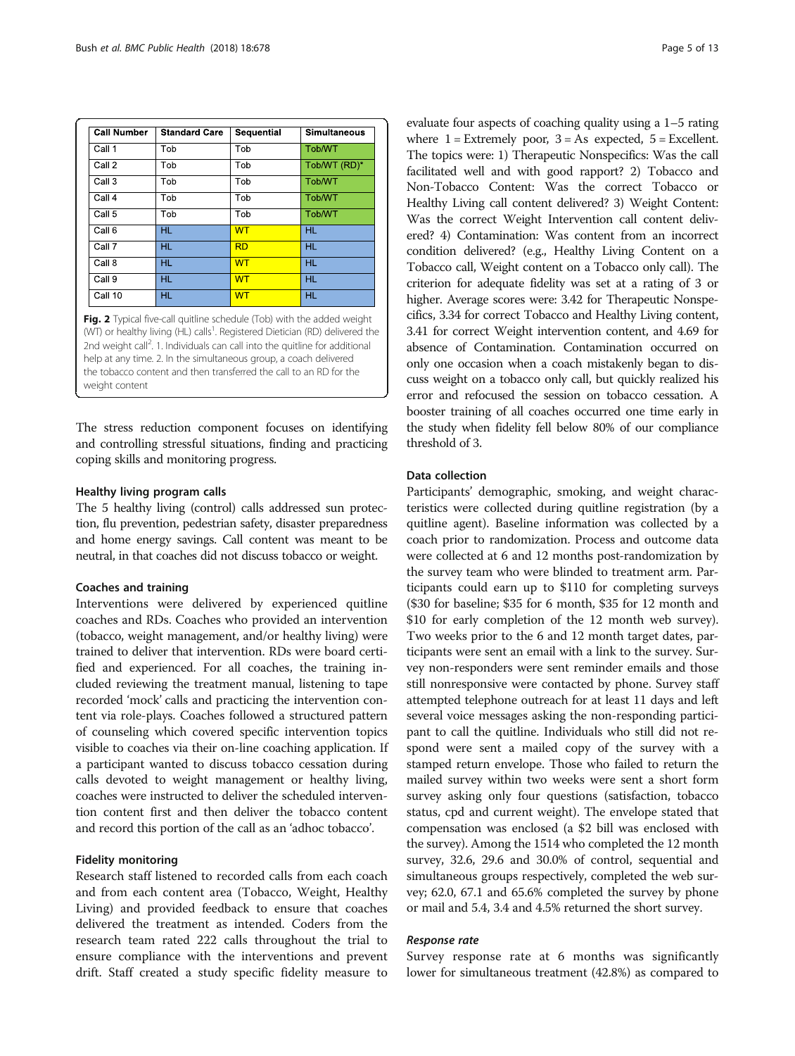| Call Number | Standard Care | Sequential | Simultaneous |
| --- | --- | --- | --- |
| Call 1 | Tob | Tob | Tob/WT |
| Call 2 | Tob | Tob | Tob/WT (RD)* |
| Call 3 | Tob | Tob | Tob/WT |
| Call 4 | Tob | Tob | Tob/WT |
| Call 5 | Tob | Tob | Tob/WT |
| Call 6 | HL | WT | HL |
| Call 7 | HL | RD | HL |
| Call 8 | HL | WT | HL |
| Call 9 | HL | WT | HL |
| Call 10 | HL | WT | HL |

**Fig. 2** Typical five-call quitline schedule (Tob) with the added weight (WT) or healthy living (HL) calls[1]. Registered Dietician (RD) delivered the 2nd weight call[2]. 1. Individuals can call into the quitline for additional help at any time. 2. In the simultaneous group, a coach delivered the tobacco content and then transferred the call to an RD for the weight content

The stress reduction component focuses on identifying and controlling stressful situations, finding and practicing coping skills and monitoring progress.

### Healthy living program calls

The 5 healthy living (control) calls addressed sun protection, flu prevention, pedestrian safety, disaster preparedness and home energy savings. Call content was meant to be neutral, in that coaches did not discuss tobacco or weight.

### Coaches and training

Interventions were delivered by experienced quitline coaches and RDs. Coaches who provided an intervention (tobacco, weight management, and/or healthy living) were trained to deliver that intervention. RDs were board certified and experienced. For all coaches, the training included reviewing the treatment manual, listening to tape recorded 'mock' calls and practicing the intervention content via role-plays. Coaches followed a structured pattern of counseling which covered specific intervention topics visible to coaches via their on-line coaching application. If a participant wanted to discuss tobacco cessation during calls devoted to weight management or healthy living, coaches were instructed to deliver the scheduled intervention content first and then deliver the tobacco content and record this portion of the call as an 'adhoc tobacco'.

### Fidelity monitoring

Research staff listened to recorded calls from each coach and from each content area (Tobacco, Weight, Healthy Living) and provided feedback to ensure that coaches delivered the treatment as intended. Coders from the research team rated 222 calls throughout the trial to ensure compliance with the interventions and prevent drift. Staff created a study specific fidelity measure to evaluate four aspects of coaching quality using a 1–5 rating where 1 = Extremely poor, 3 = As expected, 5 = Excellent. The topics were: 1) Therapeutic Nonspecifics: Was the call facilitated well and with good rapport? 2) Tobacco and Non-Tobacco Content: Was the correct Tobacco or Healthy Living call content delivered? 3) Weight Content: Was the correct Weight Intervention call content delivered? 4) Contamination: Was content from an incorrect condition delivered? (e.g., Healthy Living Content on a Tobacco call, Weight content on a Tobacco only call). The criterion for adequate fidelity was set at a rating of 3 or higher. Average scores were: 3.42 for Therapeutic Nonspecifics, 3.34 for correct Tobacco and Healthy Living content, 3.41 for correct Weight intervention content, and 4.69 for absence of Contamination. Contamination occurred on only one occasion when a coach mistakenly began to discuss weight on a tobacco only call, but quickly realized his error and refocused the session on tobacco cessation. A booster training of all coaches occurred one time early in the study when fidelity fell below 80% of our compliance threshold of 3.

### Data collection

Participants' demographic, smoking, and weight characteristics were collected during quitline registration (by a quitline agent). Baseline information was collected by a coach prior to randomization. Process and outcome data were collected at 6 and 12 months post-randomization by the survey team who were blinded to treatment arm. Participants could earn up to $110 for completing surveys ($30 for baseline; $35 for 6 month, $35 for 12 month and $10 for early completion of the 12 month web survey). Two weeks prior to the 6 and 12 month target dates, participants were sent an email with a link to the survey. Survey non-responders were sent reminder emails and those still nonresponsive were contacted by phone. Survey staff attempted telephone outreach for at least 11 days and left several voice messages asking the non-responding participant to call the quitline. Individuals who still did not respond were sent a mailed copy of the survey with a stamped return envelope. Those who failed to return the mailed survey within two weeks were sent a short form survey asking only four questions (satisfaction, tobacco status, cpd and current weight). The envelope stated that compensation was enclosed (a $2 bill was enclosed with the survey). Among the 1514 who completed the 12 month survey, 32.6, 29.6 and 30.0% of control, sequential and simultaneous groups respectively, completed the web survey; 62.0, 67.1 and 65.6% completed the survey by phone or mail and 5.4, 3.4 and 4.5% returned the short survey.

#### *Response rate*

Survey response rate at 6 months was significantly lower for simultaneous treatment (42.8%) as compared to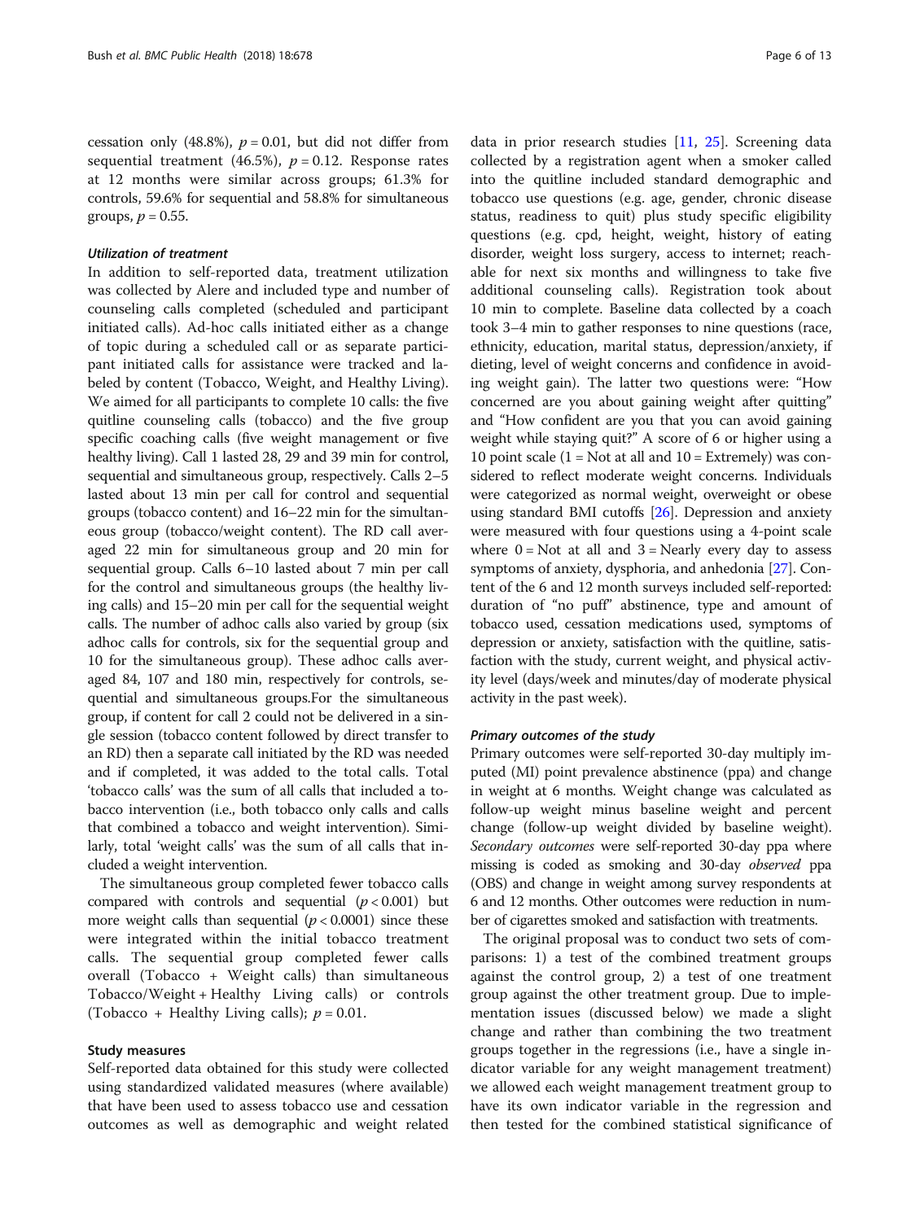cessation only (48.8%), $p = 0.01$, but did not differ from sequential treatment (46.5%), $p = 0.12$. Response rates at 12 months were similar across groups; 61.3% for controls, 59.6% for sequential and 58.8% for simultaneous groups, $p = 0.55$.

#### *Utilization of treatment*

In addition to self-reported data, treatment utilization was collected by Alere and included type and number of counseling calls completed (scheduled and participant initiated calls). Ad-hoc calls initiated either as a change of topic during a scheduled call or as separate participant initiated calls for assistance were tracked and labeled by content (Tobacco, Weight, and Healthy Living). We aimed for all participants to complete 10 calls: the five quitline counseling calls (tobacco) and the five group specific coaching calls (five weight management or five healthy living). Call 1 lasted 28, 29 and 39 min for control, sequential and simultaneous group, respectively. Calls 2–5 lasted about 13 min per call for control and sequential groups (tobacco content) and 16–22 min for the simultaneous group (tobacco/weight content). The RD call averaged 22 min for simultaneous group and 20 min for sequential group. Calls 6–10 lasted about 7 min per call for the control and simultaneous groups (the healthy living calls) and 15–20 min per call for the sequential weight calls. The number of adhoc calls also varied by group (six adhoc calls for controls, six for the sequential group and 10 for the simultaneous group). These adhoc calls averaged 84, 107 and 180 min, respectively for controls, sequential and simultaneous groups.For the simultaneous group, if content for call 2 could not be delivered in a single session (tobacco content followed by direct transfer to an RD) then a separate call initiated by the RD was needed and if completed, it was added to the total calls. Total 'tobacco calls' was the sum of all calls that included a tobacco intervention (i.e., both tobacco only calls and calls that combined a tobacco and weight intervention). Similarly, total 'weight calls' was the sum of all calls that included a weight intervention.

The simultaneous group completed fewer tobacco calls compared with controls and sequential ($p < 0.001$) but more weight calls than sequential ($p < 0.0001$) since these were integrated within the initial tobacco treatment calls. The sequential group completed fewer calls overall (Tobacco + Weight calls) than simultaneous Tobacco/Weight + Healthy Living calls) or controls (Tobacco + Healthy Living calls); $p = 0.01$.

### Study measures

Self-reported data obtained for this study were collected using standardized validated measures (where available) that have been used to assess tobacco use and cessation outcomes as well as demographic and weight related data in prior research studies [11, 25]. Screening data collected by a registration agent when a smoker called into the quitline included standard demographic and tobacco use questions (e.g. age, gender, chronic disease status, readiness to quit) plus study specific eligibility questions (e.g. cpd, height, weight, history of eating disorder, weight loss surgery, access to internet; reachable for next six months and willingness to take five additional counseling calls). Registration took about 10 min to complete. Baseline data collected by a coach took 3–4 min to gather responses to nine questions (race, ethnicity, education, marital status, depression/anxiety, if dieting, level of weight concerns and confidence in avoiding weight gain). The latter two questions were: "How concerned are you about gaining weight after quitting" and "How confident are you that you can avoid gaining weight while staying quit?" A score of 6 or higher using a 10 point scale (1 = Not at all and 10 = Extremely) was considered to reflect moderate weight concerns. Individuals were categorized as normal weight, overweight or obese using standard BMI cutoffs [26]. Depression and anxiety were measured with four questions using a 4-point scale where 0 = Not at all and 3 = Nearly every day to assess symptoms of anxiety, dysphoria, and anhedonia [27]. Content of the 6 and 12 month surveys included self-reported: duration of "no puff" abstinence, type and amount of tobacco used, cessation medications used, symptoms of depression or anxiety, satisfaction with the quitline, satisfaction with the study, current weight, and physical activity level (days/week and minutes/day of moderate physical activity in the past week).

#### *Primary outcomes of the study*

Primary outcomes were self-reported 30-day multiply imputed (MI) point prevalence abstinence (ppa) and change in weight at 6 months. Weight change was calculated as follow-up weight minus baseline weight and percent change (follow-up weight divided by baseline weight). *Secondary outcomes* were self-reported 30-day ppa where missing is coded as smoking and 30-day *observed* ppa (OBS) and change in weight among survey respondents at 6 and 12 months. Other outcomes were reduction in number of cigarettes smoked and satisfaction with treatments.

The original proposal was to conduct two sets of comparisons: 1) a test of the combined treatment groups against the control group, 2) a test of one treatment group against the other treatment group. Due to implementation issues (discussed below) we made a slight change and rather than combining the two treatment groups together in the regressions (i.e., have a single indicator variable for any weight management treatment) we allowed each weight management treatment group to have its own indicator variable in the regression and then tested for the combined statistical significance of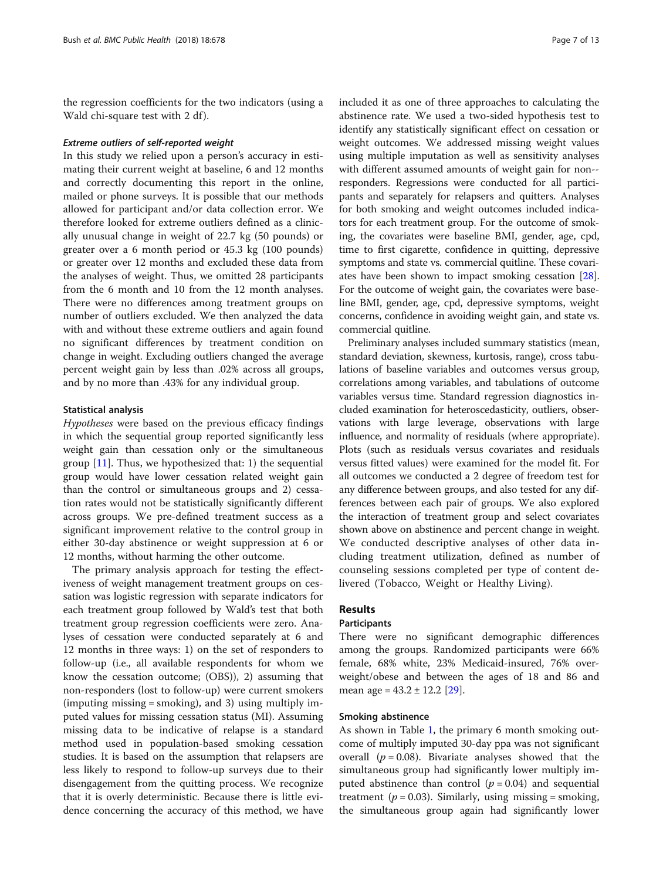the regression coefficients for the two indicators (using a Wald chi-square test with 2 df).

#### *Extreme outliers of self-reported weight*

In this study we relied upon a person's accuracy in estimating their current weight at baseline, 6 and 12 months and correctly documenting this report in the online, mailed or phone surveys. It is possible that our methods allowed for participant and/or data collection error. We therefore looked for extreme outliers defined as a clinically unusual change in weight of 22.7 kg (50 pounds) or greater over a 6 month period or 45.3 kg (100 pounds) or greater over 12 months and excluded these data from the analyses of weight. Thus, we omitted 28 participants from the 6 month and 10 from the 12 month analyses. There were no differences among treatment groups on number of outliers excluded. We then analyzed the data with and without these extreme outliers and again found no significant differences by treatment condition on change in weight. Excluding outliers changed the average percent weight gain by less than .02% across all groups, and by no more than .43% for any individual group.

### Statistical analysis

*Hypotheses* were based on the previous efficacy findings in which the sequential group reported significantly less weight gain than cessation only or the simultaneous group [11]. Thus, we hypothesized that: 1) the sequential group would have lower cessation related weight gain than the control or simultaneous groups and 2) cessation rates would not be statistically significantly different across groups. We pre-defined treatment success as a significant improvement relative to the control group in either 30-day abstinence or weight suppression at 6 or 12 months, without harming the other outcome.

The primary analysis approach for testing the effectiveness of weight management treatment groups on cessation was logistic regression with separate indicators for each treatment group followed by Wald's test that both treatment group regression coefficients were zero. Analyses of cessation were conducted separately at 6 and 12 months in three ways: 1) on the set of responders to follow-up (i.e., all available respondents for whom we know the cessation outcome; (OBS)), 2) assuming that non-responders (lost to follow-up) were current smokers (imputing missing = smoking), and 3) using multiply imputed values for missing cessation status (MI). Assuming missing data to be indicative of relapse is a standard method used in population-based smoking cessation studies. It is based on the assumption that relapsers are less likely to respond to follow-up surveys due to their disengagement from the quitting process. We recognize that it is overly deterministic. Because there is little evidence concerning the accuracy of this method, we have included it as one of three approaches to calculating the abstinence rate. We used a two-sided hypothesis test to identify any statistically significant effect on cessation or weight outcomes. We addressed missing weight values using multiple imputation as well as sensitivity analyses with different assumed amounts of weight gain for non--responders. Regressions were conducted for all participants and separately for relapsers and quitters. Analyses for both smoking and weight outcomes included indicators for each treatment group. For the outcome of smoking, the covariates were baseline BMI, gender, age, cpd, time to first cigarette, confidence in quitting, depressive symptoms and state vs. commercial quitline. These covariates have been shown to impact smoking cessation [28]. For the outcome of weight gain, the covariates were baseline BMI, gender, age, cpd, depressive symptoms, weight concerns, confidence in avoiding weight gain, and state vs. commercial quitline.

Preliminary analyses included summary statistics (mean, standard deviation, skewness, kurtosis, range), cross tabulations of baseline variables and outcomes versus group, correlations among variables, and tabulations of outcome variables versus time. Standard regression diagnostics included examination for heteroscedasticity, outliers, observations with large leverage, observations with large influence, and normality of residuals (where appropriate). Plots (such as residuals versus covariates and residuals versus fitted values) were examined for the model fit. For all outcomes we conducted a 2 degree of freedom test for any difference between groups, and also tested for any differences between each pair of groups. We also explored the interaction of treatment group and select covariates shown above on abstinence and percent change in weight. We conducted descriptive analyses of other data including treatment utilization, defined as number of counseling sessions completed per type of content delivered (Tobacco, Weight or Healthy Living).

## Results

### Participants

There were no significant demographic differences among the groups. Randomized participants were 66% female, 68% white, 23% Medicaid-insured, 76% overweight/obese and between the ages of 18 and 86 and mean age = 43.2 ± 12.2 [29].

### Smoking abstinence

As shown in Table 1, the primary 6 month smoking outcome of multiply imputed 30-day ppa was not significant overall ($p = 0.08$). Bivariate analyses showed that the simultaneous group had significantly lower multiply imputed abstinence than control ($p = 0.04$) and sequential treatment ($p = 0.03$). Similarly, using missing = smoking, the simultaneous group again had significantly lower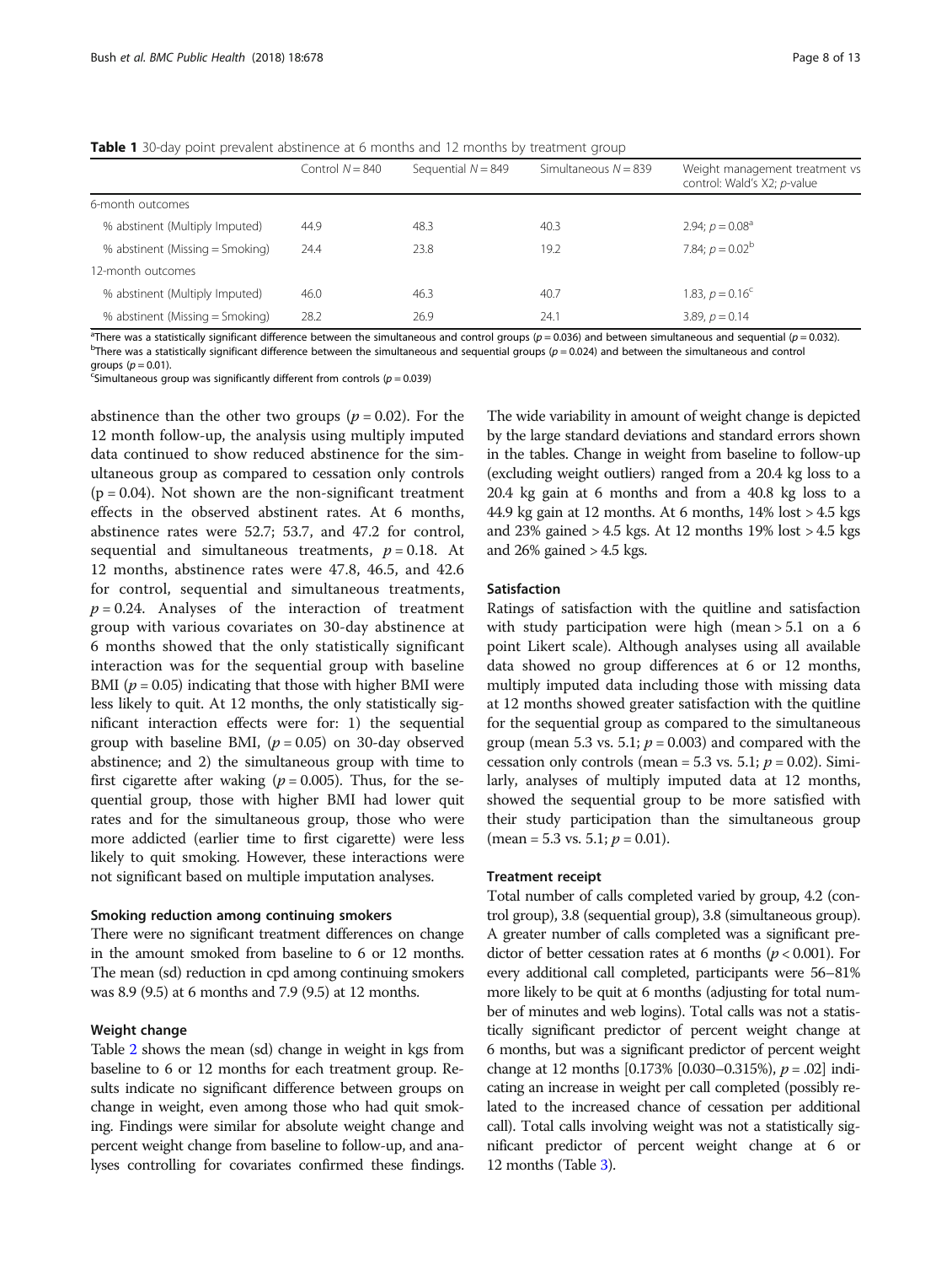**Table 1** 30-day point prevalent abstinence at 6 months and 12 months by treatment group

| | Control $N = 840$ | Sequential $N = 849$ | Simultaneous $N = 839$ | Weight management treatment vs control: Wald's X2; $p$-value |
|---|---|---|---|---|
| 6-month outcomes | | | | |
| % abstinent (Multiply Imputed) | 44.9 | 48.3 | 40.3 | 2.94; $p = 0.08$[a] |
| % abstinent (Missing = Smoking) | 24.4 | 23.8 | 19.2 | 7.84; $p = 0.02$[b] |
| 12-month outcomes | | | | |
| % abstinent (Multiply Imputed) | 46.0 | 46.3 | 40.7 | 1.83, $p = 0.16$[c] |
| % abstinent (Missing = Smoking) | 28.2 | 26.9 | 24.1 | 3.89, $p = 0.14$ |

[a]There was a statistically significant difference between the simultaneous and control groups ($p = 0.036$) and between simultaneous and sequential ($p = 0.032$).
[b]There was a statistically significant difference between the simultaneous and sequential groups ($p = 0.024$) and between the simultaneous and control groups ($p = 0.01$).
[c]Simultaneous group was significantly different from controls ($p = 0.039$)

abstinence than the other two groups ($p = 0.02$). For the 12 month follow-up, the analysis using multiply imputed data continued to show reduced abstinence for the simultaneous group as compared to cessation only controls ($p = 0.04$). Not shown are the non-significant treatment effects in the observed abstinent rates. At 6 months, abstinence rates were 52.7; 53.7, and 47.2 for control, sequential and simultaneous treatments, $p = 0.18$. At 12 months, abstinence rates were 47.8, 46.5, and 42.6 for control, sequential and simultaneous treatments, $p = 0.24$. Analyses of the interaction of treatment group with various covariates on 30-day abstinence at 6 months showed that the only statistically significant interaction was for the sequential group with baseline BMI ($p = 0.05$) indicating that those with higher BMI were less likely to quit. At 12 months, the only statistically significant interaction effects were for: 1) the sequential group with baseline BMI, ($p = 0.05$) on 30-day observed abstinence; and 2) the simultaneous group with time to first cigarette after waking ($p = 0.005$). Thus, for the sequential group, those with higher BMI had lower quit rates and for the simultaneous group, those who were more addicted (earlier time to first cigarette) were less likely to quit smoking. However, these interactions were not significant based on multiple imputation analyses.

### Smoking reduction among continuing smokers

There were no significant treatment differences on change in the amount smoked from baseline to 6 or 12 months. The mean (sd) reduction in cpd among continuing smokers was 8.9 (9.5) at 6 months and 7.9 (9.5) at 12 months.

### Weight change

Table 2 shows the mean (sd) change in weight in kgs from baseline to 6 or 12 months for each treatment group. Results indicate no significant difference between groups on change in weight, even among those who had quit smoking. Findings were similar for absolute weight change and percent weight change from baseline to follow-up, and analyses controlling for covariates confirmed these findings. The wide variability in amount of weight change is depicted by the large standard deviations and standard errors shown in the tables. Change in weight from baseline to follow-up (excluding weight outliers) ranged from a 20.4 kg loss to a 20.4 kg gain at 6 months and from a 40.8 kg loss to a 44.9 kg gain at 12 months. At 6 months, 14% lost > 4.5 kgs and 23% gained > 4.5 kgs. At 12 months 19% lost > 4.5 kgs and 26% gained > 4.5 kgs.

### Satisfaction

Ratings of satisfaction with the quitline and satisfaction with study participation were high (mean > 5.1 on a 6 point Likert scale). Although analyses using all available data showed no group differences at 6 or 12 months, multiply imputed data including those with missing data at 12 months showed greater satisfaction with the quitline for the sequential group as compared to the simultaneous group (mean 5.3 vs. 5.1; $p = 0.003$) and compared with the cessation only controls (mean = 5.3 vs. 5.1; $p = 0.02$). Similarly, analyses of multiply imputed data at 12 months, showed the sequential group to be more satisfied with their study participation than the simultaneous group (mean = 5.3 vs. 5.1; $p = 0.01$).

### Treatment receipt

Total number of calls completed varied by group, 4.2 (control group), 3.8 (sequential group), 3.8 (simultaneous group). A greater number of calls completed was a significant predictor of better cessation rates at 6 months ($p < 0.001$). For every additional call completed, participants were 56–81% more likely to be quit at 6 months (adjusting for total number of minutes and web logins). Total calls was not a statistically significant predictor of percent weight change at 6 months, but was a significant predictor of percent weight change at 12 months [0.173% [0.030–0.315%), $p = .02$] indicating an increase in weight per call completed (possibly related to the increased chance of cessation per additional call). Total calls involving weight was not a statistically significant predictor of percent weight change at 6 or 12 months (Table 3).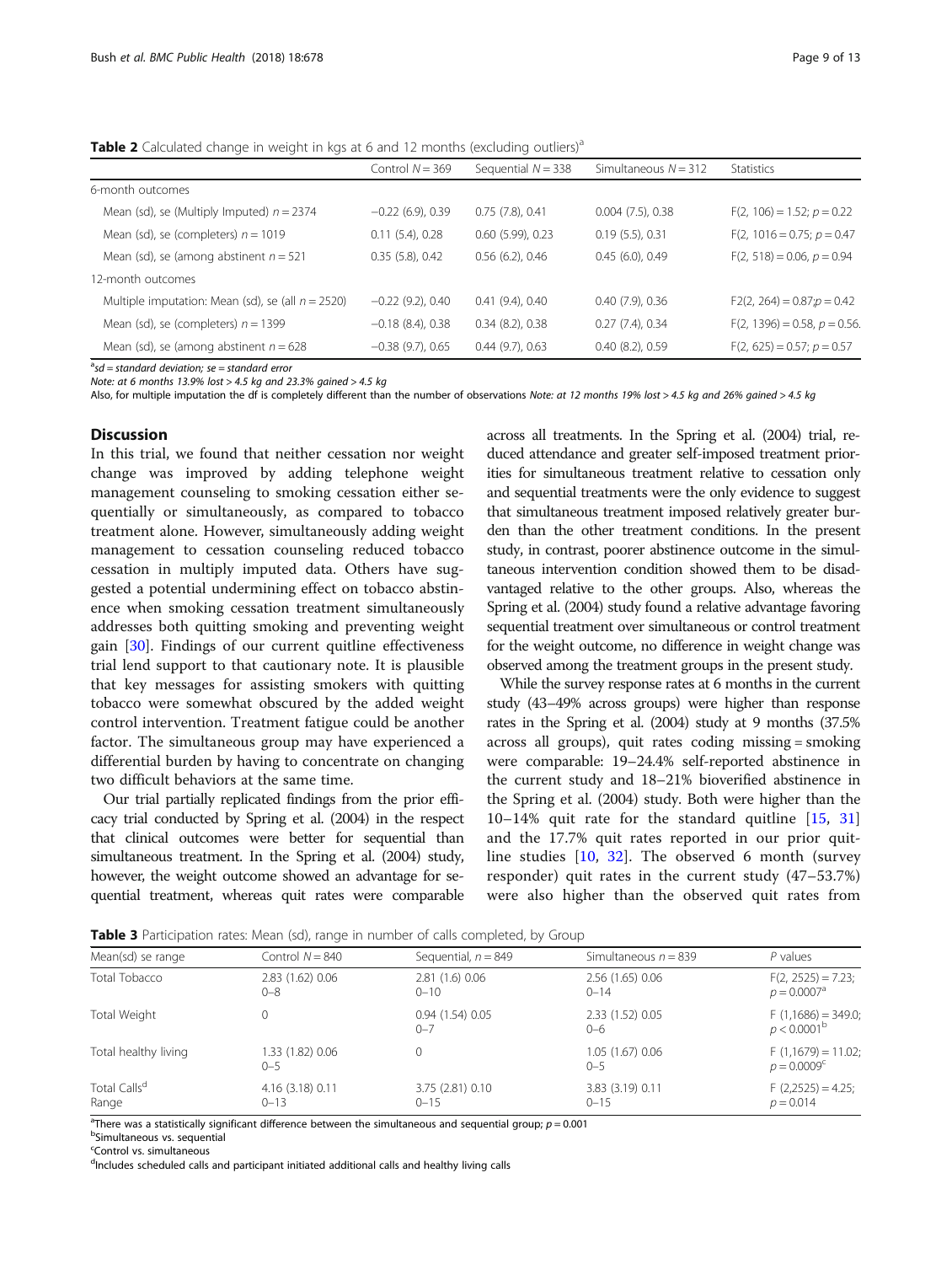**Table 2** Calculated change in weight in kgs at 6 and 12 months (excluding outliers)[a]

| | Control $N = 369$ | Sequential $N = 338$ | Simultaneous $N = 312$ | Statistics |
|---|---|---|---|---|
| 6-month outcomes | | | | |
| Mean (sd), se (Multiply Imputed) $n = 2374$ | −0.22 (6.9), 0.39 | 0.75 (7.8), 0.41 | 0.004 (7.5), 0.38 | $F(2, 106) = 1.52$; $p = 0.22$ |
| Mean (sd), se (completers) $n = 1019$ | 0.11 (5.4), 0.28 | 0.60 (5.99), 0.23 | 0.19 (5.5), 0.31 | $F(2, 1016 = 0.75$; $p = 0.47$ |
| Mean (sd), se (among abstinent $n = 521$ | 0.35 (5.8), 0.42 | 0.56 (6.2), 0.46 | 0.45 (6.0), 0.49 | $F(2, 518) = 0.06$, $p = 0.94$ |
| 12-month outcomes | | | | |
| Multiple imputation: Mean (sd), se (all $n = 2520$) | −0.22 (9.2), 0.40 | 0.41 (9.4), 0.40 | 0.40 (7.9), 0.36 | $F2(2, 264) = 0.87$;$p = 0.42$ |
| Mean (sd), se (completers) $n = 1399$ | −0.18 (8.4), 0.38 | 0.34 (8.2), 0.38 | 0.27 (7.4), 0.34 | $F(2, 1396) = 0.58$, $p = 0.56$. |
| Mean (sd), se (among abstinent $n = 628$ | −0.38 (9.7), 0.65 | 0.44 (9.7), 0.63 | 0.40 (8.2), 0.59 | $F(2, 625) = 0.57$; $p = 0.57$ |

[a]*sd = standard deviation; se = standard error*

*Note: at 6 months 13.9% lost > 4.5 kg and 23.3% gained > 4.5 kg*

Also, for multiple imputation the df is completely different than the number of observations *Note: at 12 months 19% lost > 4.5 kg and 26% gained > 4.5 kg*

## Discussion

In this trial, we found that neither cessation nor weight change was improved by adding telephone weight management counseling to smoking cessation either sequentially or simultaneously, as compared to tobacco treatment alone. However, simultaneously adding weight management to cessation counseling reduced tobacco cessation in multiply imputed data. Others have suggested a potential undermining effect on tobacco abstinence when smoking cessation treatment simultaneously addresses both quitting smoking and preventing weight gain [30]. Findings of our current quitline effectiveness trial lend support to that cautionary note. It is plausible that key messages for assisting smokers with quitting tobacco were somewhat obscured by the added weight control intervention. Treatment fatigue could be another factor. The simultaneous group may have experienced a differential burden by having to concentrate on changing two difficult behaviors at the same time.

Our trial partially replicated findings from the prior efficacy trial conducted by Spring et al. (2004) in the respect that clinical outcomes were better for sequential than simultaneous treatment. In the Spring et al. (2004) study, however, the weight outcome showed an advantage for sequential treatment, whereas quit rates were comparable across all treatments. In the Spring et al. (2004) trial, reduced attendance and greater self-imposed treatment priorities for simultaneous treatment relative to cessation only and sequential treatments were the only evidence to suggest that simultaneous treatment imposed relatively greater burden than the other treatment conditions. In the present study, in contrast, poorer abstinence outcome in the simultaneous intervention condition showed them to be disadvantaged relative to the other groups. Also, whereas the Spring et al. (2004) study found a relative advantage favoring sequential treatment over simultaneous or control treatment for the weight outcome, no difference in weight change was observed among the treatment groups in the present study.

While the survey response rates at 6 months in the current study (43–49% across groups) were higher than response rates in the Spring et al. (2004) study at 9 months (37.5% across all groups), quit rates coding missing = smoking were comparable: 19–24.4% self-reported abstinence in the current study and 18–21% bioverified abstinence in the Spring et al. (2004) study. Both were higher than the 10–14% quit rate for the standard quitline [15, 31] and the 17.7% quit rates reported in our prior quitline studies [10, 32]. The observed 6 month (survey responder) quit rates in the current study (47–53.7%) were also higher than the observed quit rates from

**Table 3** Participation rates: Mean (sd), range in number of calls completed, by Group

| Mean(sd) se range | Control $N = 840$ | Sequential, $n = 849$ | Simultaneous $n = 839$ | P values |
|---|---|---|---|---|
| Total Tobacco | 2.83 (1.62) 0.06<br>0–8 | 2.81 (1.6) 0.06<br>0–10 | 2.56 (1.65) 0.06<br>0–14 | $F(2, 2525) = 7.23$;<br>$p = 0.0007$[a] |
| Total Weight | 0 | 0.94 (1.54) 0.05<br>0–7 | 2.33 (1.52) 0.05<br>0–6 | $F(1,1686) = 349.0$;<br>$p < 0.0001$[b] |
| Total healthy living | 1.33 (1.82) 0.06<br>0–5 | 0 | 1.05 (1.67) 0.06<br>0–5 | $F(1,1679) = 11.02$;<br>$p = 0.0009$[c] |
| Total Calls[d]<br>Range | 4.16 (3.18) 0.11<br>0–13 | 3.75 (2.81) 0.10<br>0–15 | 3.83 (3.19) 0.11<br>0–15 | $F(2,2525) = 4.25$;<br>$p = 0.014$ |

[a]There was a statistically significant difference between the simultaneous and sequential group; $p = 0.001$

[b]Simultaneous vs. sequential

[c]Control vs. simultaneous

[d]Includes scheduled calls and participant initiated additional calls and healthy living calls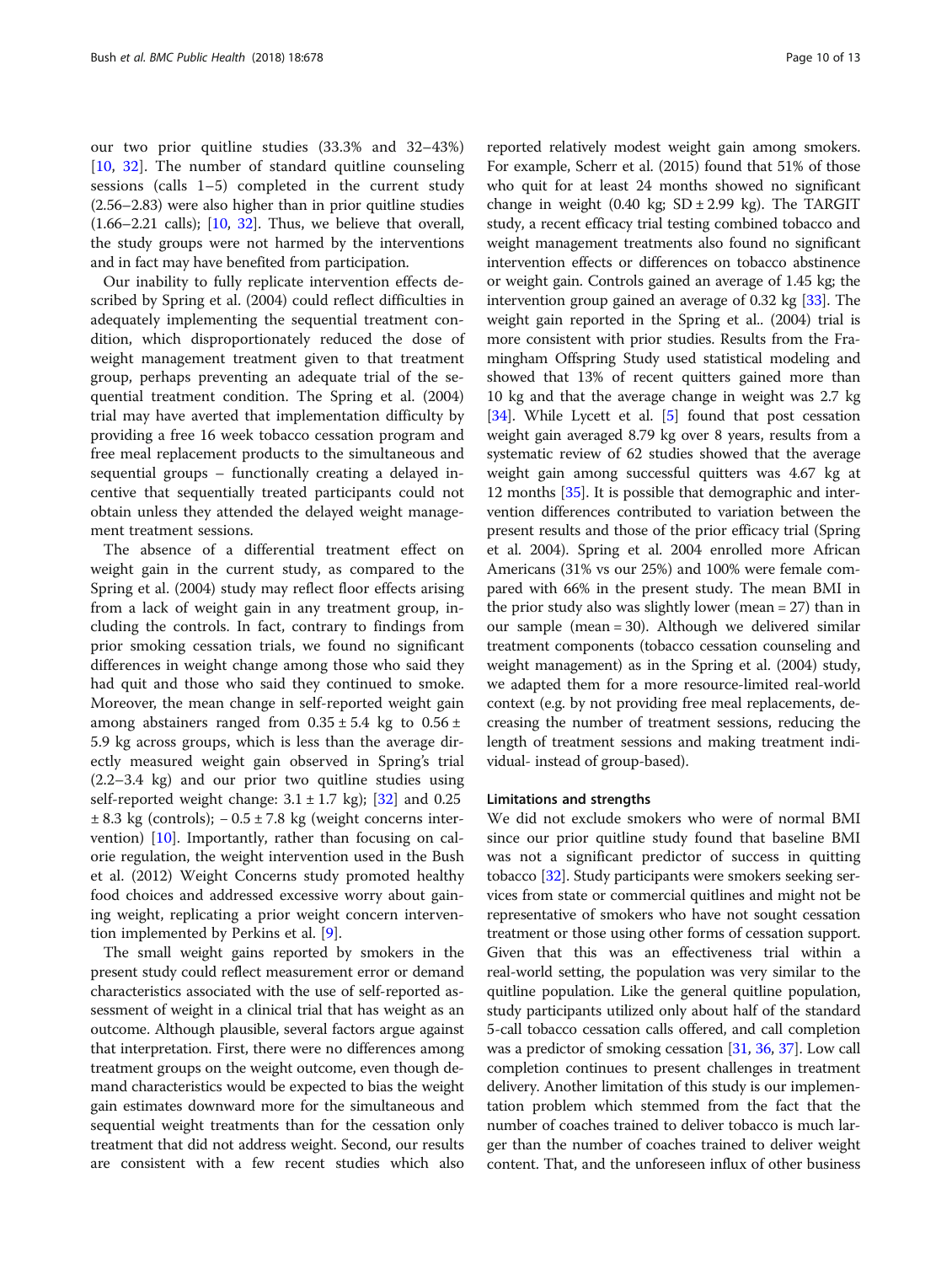our two prior quitline studies (33.3% and 32–43%) [10, 32]. The number of standard quitline counseling sessions (calls 1–5) completed in the current study (2.56–2.83) were also higher than in prior quitline studies (1.66–2.21 calls); [10, 32]. Thus, we believe that overall, the study groups were not harmed by the interventions and in fact may have benefited from participation.

Our inability to fully replicate intervention effects described by Spring et al. (2004) could reflect difficulties in adequately implementing the sequential treatment condition, which disproportionately reduced the dose of weight management treatment given to that treatment group, perhaps preventing an adequate trial of the sequential treatment condition. The Spring et al. (2004) trial may have averted that implementation difficulty by providing a free 16 week tobacco cessation program and free meal replacement products to the simultaneous and sequential groups – functionally creating a delayed incentive that sequentially treated participants could not obtain unless they attended the delayed weight management treatment sessions.

The absence of a differential treatment effect on weight gain in the current study, as compared to the Spring et al. (2004) study may reflect floor effects arising from a lack of weight gain in any treatment group, including the controls. In fact, contrary to findings from prior smoking cessation trials, we found no significant differences in weight change among those who said they had quit and those who said they continued to smoke. Moreover, the mean change in self-reported weight gain among abstainers ranged from $0.35 \pm 5.4$ kg to $0.56 \pm 5.9$ kg across groups, which is less than the average directly measured weight gain observed in Spring's trial (2.2–3.4 kg) and our prior two quitline studies using self-reported weight change: $3.1 \pm 1.7$ kg); [32] and 0.25 $\pm$ 8.3 kg (controls); $-0.5 \pm 7.8$ kg (weight concerns intervention) [10]. Importantly, rather than focusing on calorie regulation, the weight intervention used in the Bush et al. (2012) Weight Concerns study promoted healthy food choices and addressed excessive worry about gaining weight, replicating a prior weight concern intervention implemented by Perkins et al. [9].

The small weight gains reported by smokers in the present study could reflect measurement error or demand characteristics associated with the use of self-reported assessment of weight in a clinical trial that has weight as an outcome. Although plausible, several factors argue against that interpretation. First, there were no differences among treatment groups on the weight outcome, even though demand characteristics would be expected to bias the weight gain estimates downward more for the simultaneous and sequential weight treatments than for the cessation only treatment that did not address weight. Second, our results are consistent with a few recent studies which also reported relatively modest weight gain among smokers. For example, Scherr et al. (2015) found that 51% of those who quit for at least 24 months showed no significant change in weight (0.40 kg; SD $\pm$ 2.99 kg). The TARGIT study, a recent efficacy trial testing combined tobacco and weight management treatments also found no significant intervention effects or differences on tobacco abstinence or weight gain. Controls gained an average of 1.45 kg; the intervention group gained an average of 0.32 kg [33]. The weight gain reported in the Spring et al.. (2004) trial is more consistent with prior studies. Results from the Framingham Offspring Study used statistical modeling and showed that 13% of recent quitters gained more than 10 kg and that the average change in weight was 2.7 kg [34]. While Lycett et al. [5] found that post cessation weight gain averaged 8.79 kg over 8 years, results from a systematic review of 62 studies showed that the average weight gain among successful quitters was 4.67 kg at 12 months [35]. It is possible that demographic and intervention differences contributed to variation between the present results and those of the prior efficacy trial (Spring et al. 2004). Spring et al. 2004 enrolled more African Americans (31% vs our 25%) and 100% were female compared with 66% in the present study. The mean BMI in the prior study also was slightly lower (mean = 27) than in our sample (mean = 30). Although we delivered similar treatment components (tobacco cessation counseling and weight management) as in the Spring et al. (2004) study, we adapted them for a more resource-limited real-world context (e.g. by not providing free meal replacements, decreasing the number of treatment sessions, reducing the length of treatment sessions and making treatment individual- instead of group-based).

## Limitations and strengths

We did not exclude smokers who were of normal BMI since our prior quitline study found that baseline BMI was not a significant predictor of success in quitting tobacco [32]. Study participants were smokers seeking services from state or commercial quitlines and might not be representative of smokers who have not sought cessation treatment or those using other forms of cessation support. Given that this was an effectiveness trial within a real-world setting, the population was very similar to the quitline population. Like the general quitline population, study participants utilized only about half of the standard 5-call tobacco cessation calls offered, and call completion was a predictor of smoking cessation [31, 36, 37]. Low call completion continues to present challenges in treatment delivery. Another limitation of this study is our implementation problem which stemmed from the fact that the number of coaches trained to deliver tobacco is much larger than the number of coaches trained to deliver weight content. That, and the unforeseen influx of other business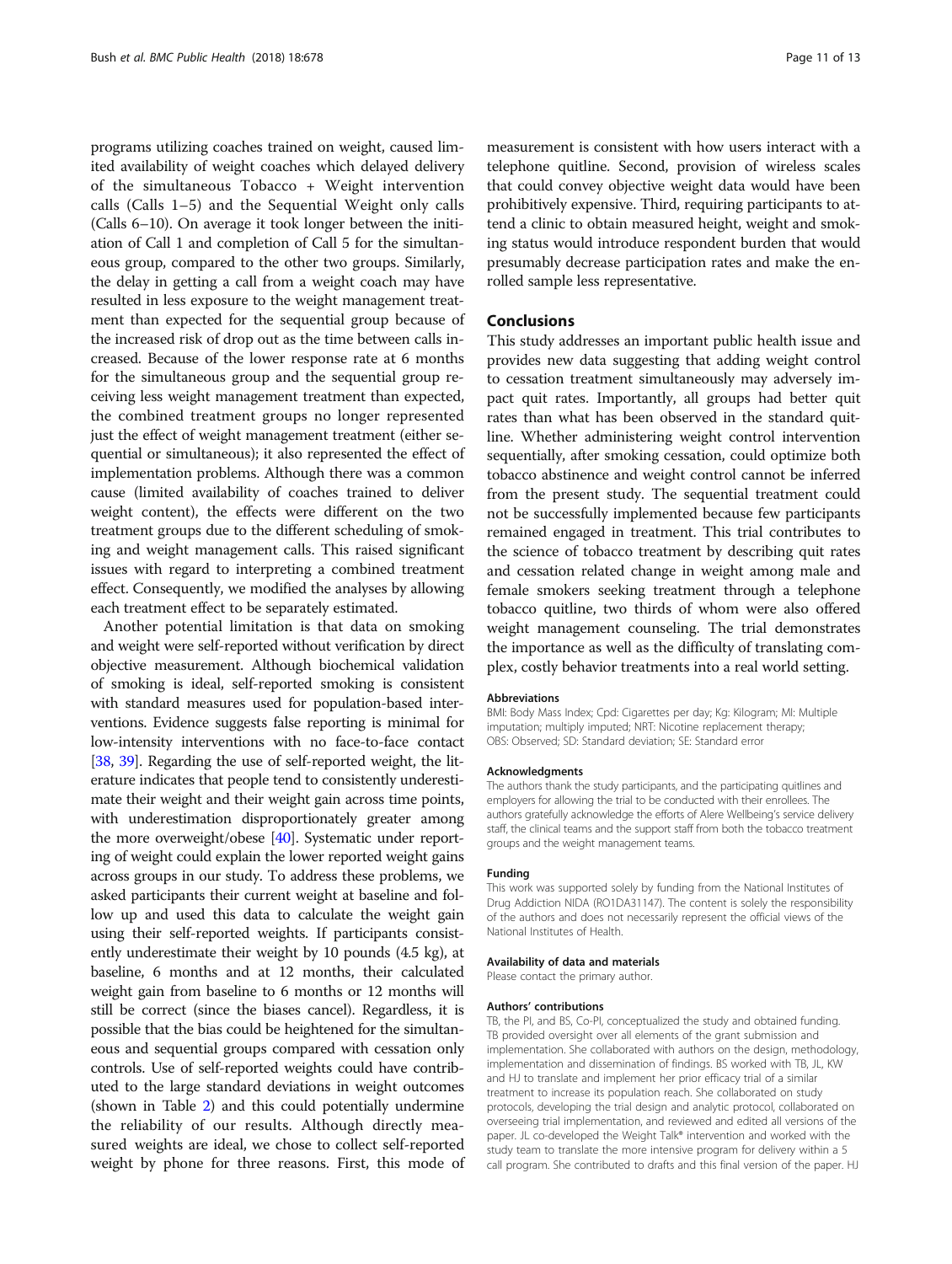programs utilizing coaches trained on weight, caused limited availability of weight coaches which delayed delivery of the simultaneous Tobacco + Weight intervention calls (Calls 1–5) and the Sequential Weight only calls (Calls 6–10). On average it took longer between the initiation of Call 1 and completion of Call 5 for the simultaneous group, compared to the other two groups. Similarly, the delay in getting a call from a weight coach may have resulted in less exposure to the weight management treatment than expected for the sequential group because of the increased risk of drop out as the time between calls increased. Because of the lower response rate at 6 months for the simultaneous group and the sequential group receiving less weight management treatment than expected, the combined treatment groups no longer represented just the effect of weight management treatment (either sequential or simultaneous); it also represented the effect of implementation problems. Although there was a common cause (limited availability of coaches trained to deliver weight content), the effects were different on the two treatment groups due to the different scheduling of smoking and weight management calls. This raised significant issues with regard to interpreting a combined treatment effect. Consequently, we modified the analyses by allowing each treatment effect to be separately estimated.

Another potential limitation is that data on smoking and weight were self-reported without verification by direct objective measurement. Although biochemical validation of smoking is ideal, self-reported smoking is consistent with standard measures used for population-based interventions. Evidence suggests false reporting is minimal for low-intensity interventions with no face-to-face contact [38, 39]. Regarding the use of self-reported weight, the literature indicates that people tend to consistently underestimate their weight and their weight gain across time points, with underestimation disproportionately greater among the more overweight/obese [40]. Systematic under reporting of weight could explain the lower reported weight gains across groups in our study. To address these problems, we asked participants their current weight at baseline and follow up and used this data to calculate the weight gain using their self-reported weights. If participants consistently underestimate their weight by 10 pounds (4.5 kg), at baseline, 6 months and at 12 months, their calculated weight gain from baseline to 6 months or 12 months will still be correct (since the biases cancel). Regardless, it is possible that the bias could be heightened for the simultaneous and sequential groups compared with cessation only controls. Use of self-reported weights could have contributed to the large standard deviations in weight outcomes (shown in Table 2) and this could potentially undermine the reliability of our results. Although directly measured weights are ideal, we chose to collect self-reported weight by phone for three reasons. First, this mode of measurement is consistent with how users interact with a telephone quitline. Second, provision of wireless scales that could convey objective weight data would have been prohibitively expensive. Third, requiring participants to attend a clinic to obtain measured height, weight and smoking status would introduce respondent burden that would presumably decrease participation rates and make the enrolled sample less representative.

## Conclusions

This study addresses an important public health issue and provides new data suggesting that adding weight control to cessation treatment simultaneously may adversely impact quit rates. Importantly, all groups had better quit rates than what has been observed in the standard quitline. Whether administering weight control intervention sequentially, after smoking cessation, could optimize both tobacco abstinence and weight control cannot be inferred from the present study. The sequential treatment could not be successfully implemented because few participants remained engaged in treatment. This trial contributes to the science of tobacco treatment by describing quit rates and cessation related change in weight among male and female smokers seeking treatment through a telephone tobacco quitline, two thirds of whom were also offered weight management counseling. The trial demonstrates the importance as well as the difficulty of translating complex, costly behavior treatments into a real world setting.

#### Abbreviations

BMI: Body Mass Index; Cpd: Cigarettes per day; Kg: Kilogram; MI: Multiple imputation; multiply imputed; NRT: Nicotine replacement therapy; OBS: Observed; SD: Standard deviation; SE: Standard error

#### Acknowledgments

The authors thank the study participants, and the participating quitlines and employers for allowing the trial to be conducted with their enrollees. The authors gratefully acknowledge the efforts of Alere Wellbeing's service delivery staff, the clinical teams and the support staff from both the tobacco treatment groups and the weight management teams.

#### Funding

This work was supported solely by funding from the National Institutes of Drug Addiction NIDA (RO1DA31147). The content is solely the responsibility of the authors and does not necessarily represent the official views of the National Institutes of Health.

#### Availability of data and materials

Please contact the primary author.

#### Authors' contributions

TB, the PI, and BS, Co-PI, conceptualized the study and obtained funding. TB provided oversight over all elements of the grant submission and implementation. She collaborated with authors on the design, methodology, implementation and dissemination of findings. BS worked with TB, JL, KW and HJ to translate and implement her prior efficacy trial of a similar treatment to increase its population reach. She collaborated on study protocols, developing the trial design and analytic protocol, collaborated on overseeing trial implementation, and reviewed and edited all versions of the paper. JL co-developed the Weight Talk® intervention and worked with the study team to translate the more intensive program for delivery within a 5 call program. She contributed to drafts and this final version of the paper. HJ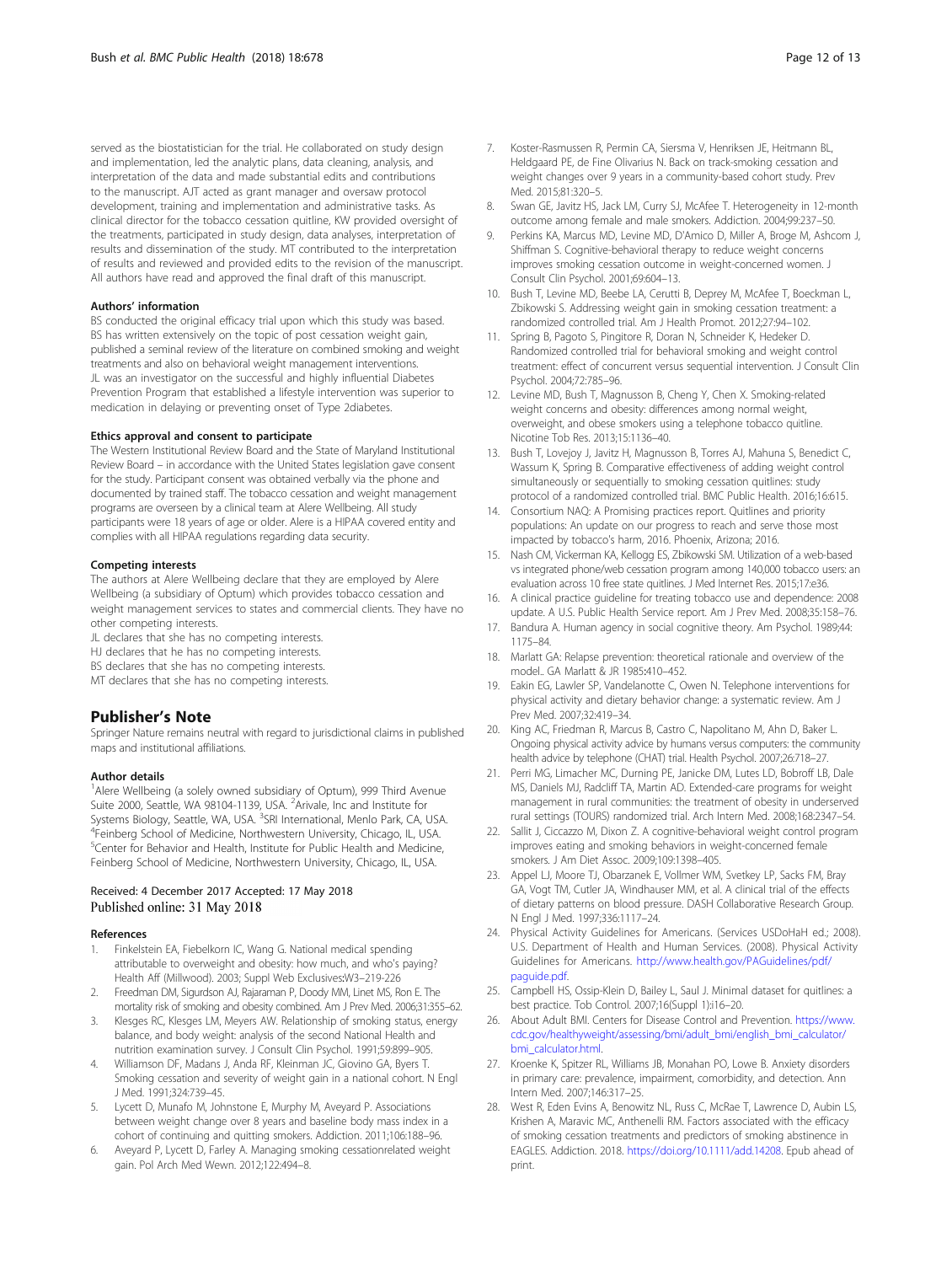served as the biostatistician for the trial. He collaborated on study design and implementation, led the analytic plans, data cleaning, analysis, and interpretation of the data and made substantial edits and contributions to the manuscript. AJT acted as grant manager and oversaw protocol development, training and implementation and administrative tasks. As clinical director for the tobacco cessation quitline, KW provided oversight of the treatments, participated in study design, data analyses, interpretation of results and dissemination of the study. MT contributed to the interpretation of results and reviewed and provided edits to the revision of the manuscript. All authors have read and approved the final draft of this manuscript.

#### Authors' information

BS conducted the original efficacy trial upon which this study was based. BS has written extensively on the topic of post cessation weight gain, published a seminal review of the literature on combined smoking and weight treatments and also on behavioral weight management interventions. JL was an investigator on the successful and highly influential Diabetes Prevention Program that established a lifestyle intervention was superior to medication in delaying or preventing onset of Type 2diabetes.

#### Ethics approval and consent to participate

The Western Institutional Review Board and the State of Maryland Institutional Review Board – in accordance with the United States legislation gave consent for the study. Participant consent was obtained verbally via the phone and documented by trained staff. The tobacco cessation and weight management programs are overseen by a clinical team at Alere Wellbeing. All study participants were 18 years of age or older. Alere is a HIPAA covered entity and complies with all HIPAA regulations regarding data security.

#### Competing interests

The authors at Alere Wellbeing declare that they are employed by Alere Wellbeing (a subsidiary of Optum) which provides tobacco cessation and weight management services to states and commercial clients. They have no other competing interests.

JL declares that she has no competing interests.

HJ declares that he has no competing interests.

BS declares that she has no competing interests.

MT declares that she has no competing interests.

## Publisher's Note

Springer Nature remains neutral with regard to jurisdictional claims in published maps and institutional affiliations.

#### Author details

[1]Alere Wellbeing (a solely owned subsidiary of Optum), 999 Third Avenue Suite 2000, Seattle, WA 98104-1139, USA. [2]Arivale, Inc and Institute for Systems Biology, Seattle, WA, USA. [3]SRI International, Menlo Park, CA, USA. [4]Feinberg School of Medicine, Northwestern University, Chicago, IL, USA. [5]Center for Behavior and Health, Institute for Public Health and Medicine, Feinberg School of Medicine, Northwestern University, Chicago, IL, USA.

Received: 4 December 2017 Accepted: 17 May 2018
Published online: 31 May 2018

#### References

1. Finkelstein EA, Fiebelkorn IC, Wang G. National medical spending attributable to overweight and obesity: how much, and who's paying? Health Aff (Millwood). 2003; Suppl Web Exclusives:W3–219-226
2. Freedman DM, Sigurdson AJ, Rajaraman P, Doody MM, Linet MS, Ron E. The mortality risk of smoking and obesity combined. Am J Prev Med. 2006;31:355–62.
3. Klesges RC, Klesges LM, Meyers AW. Relationship of smoking status, energy balance, and body weight: analysis of the second National Health and nutrition examination survey. J Consult Clin Psychol. 1991;59:899–905.
4. Williamson DF, Madans J, Anda RF, Kleinman JC, Giovino GA, Byers T. Smoking cessation and severity of weight gain in a national cohort. N Engl J Med. 1991;324:739–45.
5. Lycett D, Munafo M, Johnstone E, Murphy M, Aveyard P. Associations between weight change over 8 years and baseline body mass index in a cohort of continuing and quitting smokers. Addiction. 2011;106:188–96.
6. Aveyard P, Lycett D, Farley A. Managing smoking cessationrelated weight gain. Pol Arch Med Wewn. 2012;122:494–8.
7. Koster-Rasmussen R, Permin CA, Siersma V, Henriksen JE, Heitmann BL, Heldgaard PE, de Fine Olivarius N. Back on track-smoking cessation and weight changes over 9 years in a community-based cohort study. Prev Med. 2015;81:320–5.
8. Swan GE, Javitz HS, Jack LM, Curry SJ, McAfee T. Heterogeneity in 12-month outcome among female and male smokers. Addiction. 2004;99:237–50.
9. Perkins KA, Marcus MD, Levine MD, D'Amico D, Miller A, Broge M, Ashcom J, Shiffman S. Cognitive-behavioral therapy to reduce weight concerns improves smoking cessation outcome in weight-concerned women. J Consult Clin Psychol. 2001;69:604–13.
10. Bush T, Levine MD, Beebe LA, Cerutti B, Deprey M, McAfee T, Boeckman L, Zbikowski S. Addressing weight gain in smoking cessation treatment: a randomized controlled trial. Am J Health Promot. 2012;27:94–102.
11. Spring B, Pagoto S, Pingitore R, Doran N, Schneider K, Hedeker D. Randomized controlled trial for behavioral smoking and weight control treatment: effect of concurrent versus sequential intervention. J Consult Clin Psychol. 2004;72:785–96.
12. Levine MD, Bush T, Magnusson B, Cheng Y, Chen X. Smoking-related weight concerns and obesity: differences among normal weight, overweight, and obese smokers using a telephone tobacco quitline. Nicotine Tob Res. 2013;15:1136–40.
13. Bush T, Lovejoy J, Javitz H, Magnusson B, Torres AJ, Mahuna S, Benedict C, Wassum K, Spring B. Comparative effectiveness of adding weight control simultaneously or sequentially to smoking cessation quitlines: study protocol of a randomized controlled trial. BMC Public Health. 2016;16:615.
14. Consortium NAQ: A Promising practices report. Quitlines and priority populations: An update on our progress to reach and serve those most impacted by tobacco's harm, 2016. Phoenix, Arizona; 2016.
15. Nash CM, Vickerman KA, Kellogg ES, Zbikowski SM. Utilization of a web-based vs integrated phone/web cessation program among 140,000 tobacco users: an evaluation across 10 free state quitlines. J Med Internet Res. 2015;17:e36.
16. A clinical practice guideline for treating tobacco use and dependence: 2008 update. A U.S. Public Health Service report. Am J Prev Med. 2008;35:158–76.
17. Bandura A. Human agency in social cognitive theory. Am Psychol. 1989;44: 1175–84.
18. Marlatt GA: Relapse prevention: theoretical rationale and overview of the model.. GA Marlatt & JR 1985:410–452.
19. Eakin EG, Lawler SP, Vandelanotte C, Owen N. Telephone interventions for physical activity and dietary behavior change: a systematic review. Am J Prev Med. 2007;32:419–34.
20. King AC, Friedman R, Marcus B, Castro C, Napolitano M, Ahn D, Baker L. Ongoing physical activity advice by humans versus computers: the community health advice by telephone (CHAT) trial. Health Psychol. 2007;26:718–27.
21. Perri MG, Limacher MC, Durning PE, Janicke DM, Lutes LD, Bobroff LB, Dale MS, Daniels MJ, Radcliff TA, Martin AD. Extended-care programs for weight management in rural communities: the treatment of obesity in underserved rural settings (TOURS) randomized trial. Arch Intern Med. 2008;168:2347–54.
22. Sallit J, Ciccazzo M, Dixon Z. A cognitive-behavioral weight control program improves eating and smoking behaviors in weight-concerned female smokers. J Am Diet Assoc. 2009;109:1398–405.
23. Appel LJ, Moore TJ, Obarzanek E, Vollmer WM, Svetkey LP, Sacks FM, Bray GA, Vogt TM, Cutler JA, Windhauser MM, et al. A clinical trial of the effects of dietary patterns on blood pressure. DASH Collaborative Research Group. N Engl J Med. 1997;336:1117–24.
24. Physical Activity Guidelines for Americans. (Services USDoHaH ed.; 2008). U.S. Department of Health and Human Services. (2008). Physical Activity Guidelines for Americans. http://www.health.gov/PAGuidelines/pdf/paguide.pdf.
25. Campbell HS, Ossip-Klein D, Bailey L, Saul J. Minimal dataset for quitlines: a best practice. Tob Control. 2007;16(Suppl 1):i16–20.
26. About Adult BMI. Centers for Disease Control and Prevention. https://www.cdc.gov/healthyweight/assessing/bmi/adult_bmi/english_bmi_calculator/bmi_calculator.html.
27. Kroenke K, Spitzer RL, Williams JB, Monahan PO, Lowe B. Anxiety disorders in primary care: prevalence, impairment, comorbidity, and detection. Ann Intern Med. 2007;146:317–25.
28. West R, Eden Evins A, Benowitz NL, Russ C, McRae T, Lawrence D, Aubin LS, Krishen A, Maravic MC, Anthenelli RM. Factors associated with the efficacy of smoking cessation treatments and predictors of smoking abstinence in EAGLES. Addiction. 2018. https://doi.org/10.1111/add.14208. Epub ahead of print.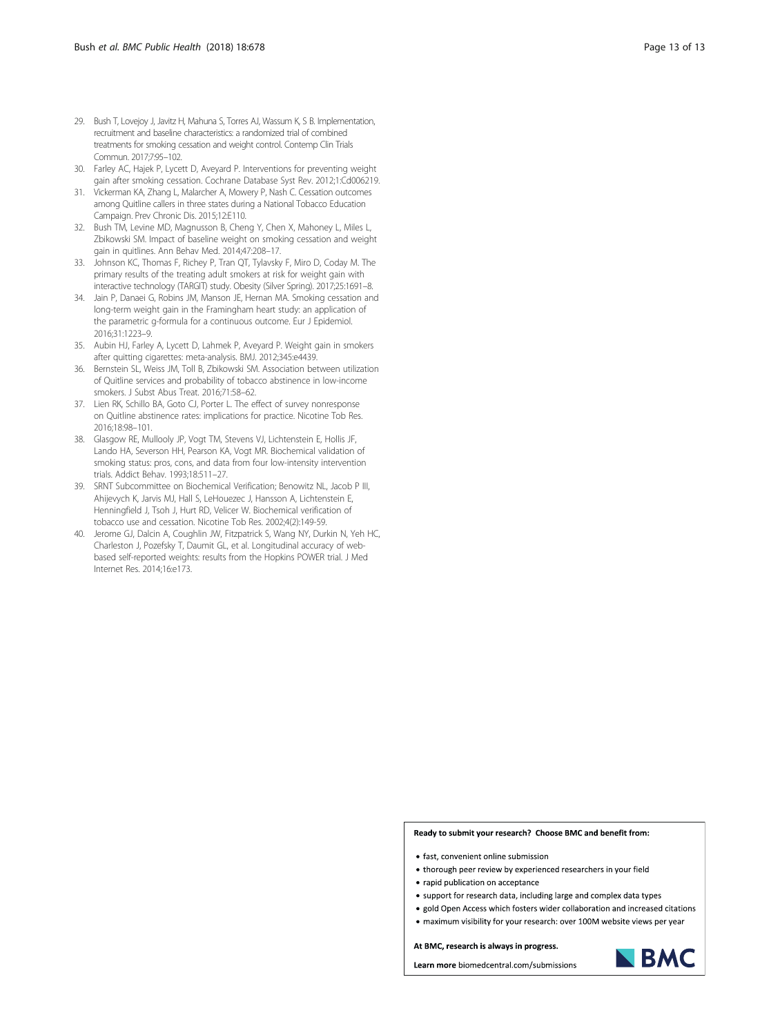29. Bush T, Lovejoy J, Javitz H, Mahuna S, Torres AJ, Wassum K, S B. Implementation, recruitment and baseline characteristics: a randomized trial of combined treatments for smoking cessation and weight control. Contemp Clin Trials Commun. 2017;7:95–102.
30. Farley AC, Hajek P, Lycett D, Aveyard P. Interventions for preventing weight gain after smoking cessation. Cochrane Database Syst Rev. 2012;1:Cd006219.
31. Vickerman KA, Zhang L, Malarcher A, Mowery P, Nash C. Cessation outcomes among Quitline callers in three states during a National Tobacco Education Campaign. Prev Chronic Dis. 2015;12:E110.
32. Bush TM, Levine MD, Magnusson B, Cheng Y, Chen X, Mahoney L, Miles L, Zbikowski SM. Impact of baseline weight on smoking cessation and weight gain in quitlines. Ann Behav Med. 2014;47:208–17.
33. Johnson KC, Thomas F, Richey P, Tran QT, Tylavsky F, Miro D, Coday M. The primary results of the treating adult smokers at risk for weight gain with interactive technology (TARGIT) study. Obesity (Silver Spring). 2017;25:1691–8.
34. Jain P, Danaei G, Robins JM, Manson JE, Hernan MA. Smoking cessation and long-term weight gain in the Framingham heart study: an application of the parametric g-formula for a continuous outcome. Eur J Epidemiol. 2016;31:1223–9.
35. Aubin HJ, Farley A, Lycett D, Lahmek P, Aveyard P. Weight gain in smokers after quitting cigarettes: meta-analysis. BMJ. 2012;345:e4439.
36. Bernstein SL, Weiss JM, Toll B, Zbikowski SM. Association between utilization of Quitline services and probability of tobacco abstinence in low-income smokers. J Subst Abus Treat. 2016;71:58–62.
37. Lien RK, Schillo BA, Goto CJ, Porter L. The effect of survey nonresponse on Quitline abstinence rates: implications for practice. Nicotine Tob Res. 2016;18:98–101.
38. Glasgow RE, Mullooly JP, Vogt TM, Stevens VJ, Lichtenstein E, Hollis JF, Lando HA, Severson HH, Pearson KA, Vogt MR. Biochemical validation of smoking status: pros, cons, and data from four low-intensity intervention trials. Addict Behav. 1993;18:511–27.
39. SRNT Subcommittee on Biochemical Verification; Benowitz NL, Jacob P III, Ahijevych K, Jarvis MJ, Hall S, LeHouezec J, Hansson A, Lichtenstein E, Henningfield J, Tsoh J, Hurt RD, Velicer W. Biochemical verification of tobacco use and cessation. Nicotine Tob Res. 2002;4(2):149-59.
40. Jerome GJ, Dalcin A, Coughlin JW, Fitzpatrick S, Wang NY, Durkin N, Yeh HC, Charleston J, Pozefsky T, Daumit GL, et al. Longitudinal accuracy of web-based self-reported weights: results from the Hopkins POWER trial. J Med Internet Res. 2014;16:e173.

**Ready to submit your research? Choose BMC and benefit from:**

- fast, convenient online submission
- thorough peer review by experienced researchers in your field
- rapid publication on acceptance
- support for research data, including large and complex data types
- gold Open Access which fosters wider collaboration and increased citations
- maximum visibility for your research: over 100M website views per year

**At BMC, research is always in progress.**

**Learn more** biomedcentral.com/submissions

BMC